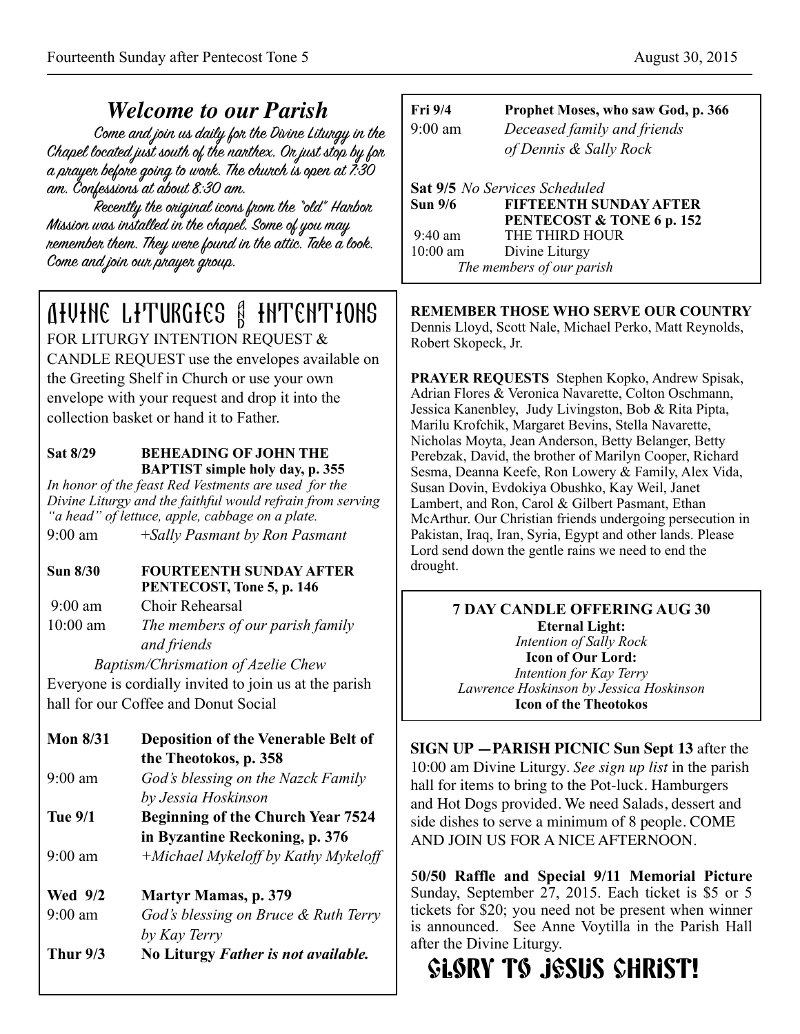## *Welcome to our Parish*

Come and join us daily for the Divine Liturgy in the Chapel located just south of the narthex. Or just stop by for a prayer before going to work. The church is open at 7:30 am. Confessions at about 8:30 am.

Recently the original icons from the "old" Harbor Mission was installed in the chapel. Some of you may remember them. They were found in the attic. Take a look. Come and join our prayer group.

## Divine Liturgies & Intentions

FOR LITURGY INTENTION REQUEST & CANDLE REQUEST use the envelopes available on the Greeting Shelf in Church or use your own envelope with your request and drop it into the collection basket or hand it to Father.

**Sat 8/29** **BEHEADING OF JOHN THE BAPTIST simple holy day, p. 355**

*In honor of the feast Red Vestments are used for the Divine Liturgy and the faithful would refrain from serving "a head" of lettuce, apple, cabbage on a plate.*

9:00 am *+Sally Pasmant by Ron Pasmant*

**Sun 8/30** **FOURTEENTH SUNDAY AFTER PENTECOST, Tone 5, p. 146**

9:00 am Choir Rehearsal

10:00 am *The members of our parish family and friends*

*Baptism/Chrismation of Azelie Chew*

Everyone is cordially invited to join us at the parish hall for our Coffee and Donut Social

**Mon 8/31** **Deposition of the Venerable Belt of the Theotokos, p. 358**

9:00 am *God's blessing on the Nazck Family by Jessia Hoskinson*

**Tue 9/1** **Beginning of the Church Year 7524 in Byzantine Reckoning, p. 376**

9:00 am *+Michael Mykeloff by Kathy Mykeloff*

**Wed 9/2** **Martyr Mamas, p. 379**

9:00 am *God's blessing on Bruce & Ruth Terry by Kay Terry*

**Thur 9/3** **No Liturgy** ***Father is not available.***

**Fri 9/4** **Prophet Moses, who saw God, p. 366**

9:00 am *Deceased family and friends of Dennis & Sally Rock*

**Sat 9/5** *No Services Scheduled*

**Sun 9/6** **FIFTEENTH SUNDAY AFTER PENTECOST & TONE 6 p. 152**

9:40 am THE THIRD HOUR

10:00 am Divine Liturgy

*The members of our parish*

**REMEMBER THOSE WHO SERVE OUR COUNTRY** Dennis Lloyd, Scott Nale, Michael Perko, Matt Reynolds, Robert Skopeck, Jr.

**PRAYER REQUESTS** Stephen Kopko, Andrew Spisak, Adrian Flores & Veronica Navarette, Colton Oschmann, Jessica Kanenbley, Judy Livingston, Bob & Rita Pipta, Marilu Krofchik, Margaret Bevins, Stella Navarette, Nicholas Moyta, Jean Anderson, Betty Belanger, Betty Perebzak, David, the brother of Marilyn Cooper, Richard Sesma, Deanna Keefe, Ron Lowery & Family, Alex Vida, Susan Dovin, Evdokiya Obushko, Kay Weil, Janet Lambert, and Ron, Carol & Gilbert Pasmant, Ethan McArthur. Our Christian friends undergoing persecution in Pakistan, Iraq, Iran, Syria, Egypt and other lands. Please Lord send down the gentle rains we need to end the drought.

**7 DAY CANDLE OFFERING AUG 30**

**Eternal Light:**
*Intention of Sally Rock*

**Icon of Our Lord:**
*Intention for Kay Terry*
*Lawrence Hoskinson by Jessica Hoskinson*

**Icon of the Theotokos**

**SIGN UP —PARISH PICNIC Sun Sept 13** after the 10:00 am Divine Liturgy. *See sign up list* in the parish hall for items to bring to the Pot-luck. Hamburgers and Hot Dogs provided. We need Salads, dessert and side dishes to serve a minimum of 8 people. COME AND JOIN US FOR A NICE AFTERNOON.

**50/50 Raffle and Special 9/11 Memorial Picture** Sunday, September 27, 2015. Each ticket is $5 or 5 tickets for $20; you need not be present when winner is announced. See Anne Voytilla in the Parish Hall after the Divine Liturgy.

## GLORY TO JESUS CHRIST!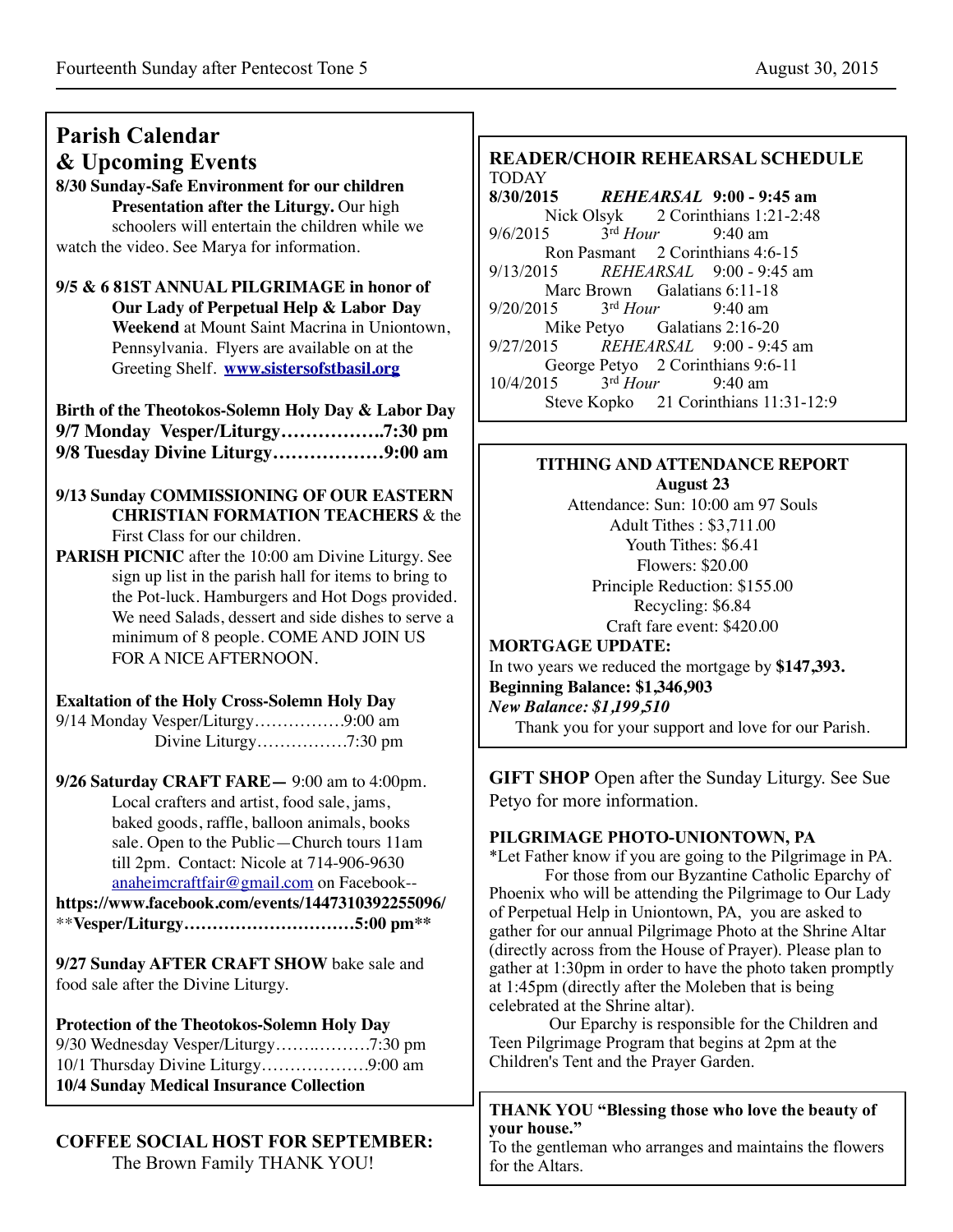## Parish Calendar & Upcoming Events

**8/30 Sunday-Safe Environment for our children Presentation after the Liturgy.** Our high schoolers will entertain the children while we watch the video. See Marya for information.

**9/5 & 6 81ST ANNUAL PILGRIMAGE in honor of Our Lady of Perpetual Help & Labor Day Weekend** at Mount Saint Macrina in Uniontown, Pennsylvania. Flyers are available on at the Greeting Shelf. **www.sistersofstbasil.org**

**Birth of the Theotokos-Solemn Holy Day & Labor Day**
**9/7 Monday Vesper/Liturgy……………..7:30 pm**
**9/8 Tuesday Divine Liturgy………………9:00 am**

**9/13 Sunday COMMISSIONING OF OUR EASTERN CHRISTIAN FORMATION TEACHERS** & the First Class for our children.

**PARISH PICNIC** after the 10:00 am Divine Liturgy. See sign up list in the parish hall for items to bring to the Pot-luck. Hamburgers and Hot Dogs provided. We need Salads, dessert and side dishes to serve a minimum of 8 people. COME AND JOIN US FOR A NICE AFTERNOON.

**Exaltation of the Holy Cross-Solemn Holy Day**
9/14 Monday Vesper/Liturgy……………9:00 am
Divine Liturgy……………7:30 pm

**9/26 Saturday CRAFT FARE—** 9:00 am to 4:00pm. Local crafters and artist, food sale, jams, baked goods, raffle, balloon animals, books sale. Open to the Public—Church tours 11am till 2pm. Contact: Nicole at 714-906-9630 anaheimcraftfair@gmail.com on Facebook--
**https://www.facebook.com/events/1447310392255096/**
\*\***Vesper/Liturgy…………………………5:00 pm**\*\*

**9/27 Sunday AFTER CRAFT SHOW** bake sale and food sale after the Divine Liturgy.

**Protection of the Theotokos-Solemn Holy Day**
9/30 Wednesday Vesper/Liturgy………………7:30 pm
10/1 Thursday Divine Liturgy………………9:00 am
**10/4 Sunday Medical Insurance Collection**

**COFFEE SOCIAL HOST FOR SEPTEMBER:**
The Brown Family THANK YOU!

### READER/CHOIR REHEARSAL SCHEDULE

TODAY
**8/30/2015** ***REHEARSAL*** **9:00 - 9:45 am**
Nick Olsyk 2 Corinthians 1:21-2:48
9/6/2015 3rd *Hour* 9:40 am
Ron Pasmant 2 Corinthians 4:6-15
9/13/2015 *REHEARSAL* 9:00 - 9:45 am
Marc Brown Galatians 6:11-18
9/20/2015 3rd *Hour* 9:40 am
Mike Petyo Galatians 2:16-20
9/27/2015 *REHEARSAL* 9:00 - 9:45 am
George Petyo 2 Corinthians 9:6-11
10/4/2015 3rd *Hour* 9:40 am
Steve Kopko 21 Corinthians 11:31-12:9

### TITHING AND ATTENDANCE REPORT
**August 23**

Attendance: Sun: 10:00 am 97 Souls
Adult Tithes : $3,711.00
Youth Tithes: $6.41
Flowers: $20.00
Principle Reduction: $155.00
Recycling: $6.84
Craft fare event: $420.00

**MORTGAGE UPDATE:**
In two years we reduced the mortgage by **$147,393.**
**Beginning Balance: $1,346,903**
***New Balance: $1,199,510***
Thank you for your support and love for our Parish.

**GIFT SHOP** Open after the Sunday Liturgy. See Sue Petyo for more information.

**PILGRIMAGE PHOTO-UNIONTOWN, PA**
*Let Father know if you are going to the Pilgrimage in PA.

For those from our Byzantine Catholic Eparchy of Phoenix who will be attending the Pilgrimage to Our Lady of Perpetual Help in Uniontown, PA, you are asked to gather for our annual Pilgrimage Photo at the Shrine Altar (directly across from the House of Prayer). Please plan to gather at 1:30pm in order to have the photo taken promptly at 1:45pm (directly after the Moleben that is being celebrated at the Shrine altar).

Our Eparchy is responsible for the Children and Teen Pilgrimage Program that begins at 2pm at the Children's Tent and the Prayer Garden.

**THANK YOU "Blessing those who love the beauty of your house."**
To the gentleman who arranges and maintains the flowers for the Altars.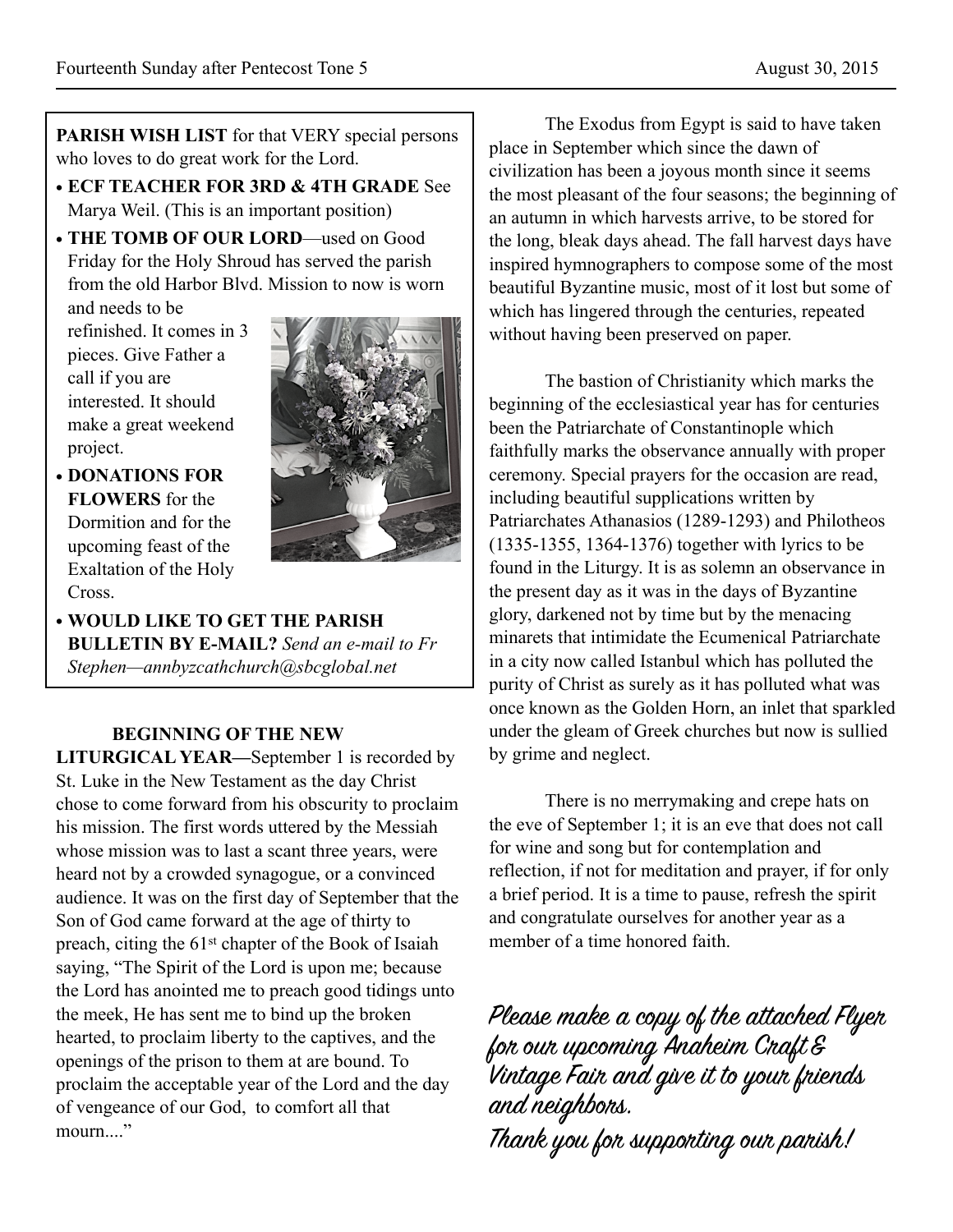**PARISH WISH LIST** for that VERY special persons who loves to do great work for the Lord.

- **ECF TEACHER FOR 3RD & 4TH GRADE** See Marya Weil. (This is an important position)
- **THE TOMB OF OUR LORD**—used on Good Friday for the Holy Shroud has served the parish from the old Harbor Blvd. Mission to now is worn and needs to be refinished. It comes in 3 pieces. Give Father a call if you are interested. It should make a great weekend project.
- **DONATIONS FOR FLOWERS** for the Dormition and for the upcoming feast of the Exaltation of the Holy Cross.
- **WOULD LIKE TO GET THE PARISH BULLETIN BY E-MAIL?** *Send an e-mail to Fr Stephen—annbyzcathchurch@sbcglobal.net*

**BEGINNING OF THE NEW LITURGICAL YEAR—**September 1 is recorded by St. Luke in the New Testament as the day Christ chose to come forward from his obscurity to proclaim his mission. The first words uttered by the Messiah whose mission was to last a scant three years, were heard not by a crowded synagogue, or a convinced audience. It was on the first day of September that the Son of God came forward at the age of thirty to preach, citing the 61st chapter of the Book of Isaiah saying, "The Spirit of the Lord is upon me; because the Lord has anointed me to preach good tidings unto the meek, He has sent me to bind up the broken hearted, to proclaim liberty to the captives, and the openings of the prison to them at are bound. To proclaim the acceptable year of the Lord and the day of vengeance of our God, to comfort all that mourn...."

The Exodus from Egypt is said to have taken place in September which since the dawn of civilization has been a joyous month since it seems the most pleasant of the four seasons; the beginning of an autumn in which harvests arrive, to be stored for the long, bleak days ahead. The fall harvest days have inspired hymnographers to compose some of the most beautiful Byzantine music, most of it lost but some of which has lingered through the centuries, repeated without having been preserved on paper.

The bastion of Christianity which marks the beginning of the ecclesiastical year has for centuries been the Patriarchate of Constantinople which faithfully marks the observance annually with proper ceremony. Special prayers for the occasion are read, including beautiful supplications written by Patriarchates Athanasios (1289-1293) and Philotheos (1335-1355, 1364-1376) together with lyrics to be found in the Liturgy. It is as solemn an observance in the present day as it was in the days of Byzantine glory, darkened not by time but by the menacing minarets that intimidate the Ecumenical Patriarchate in a city now called Istanbul which has polluted the purity of Christ as surely as it has polluted what was once known as the Golden Horn, an inlet that sparkled under the gleam of Greek churches but now is sullied by grime and neglect.

There is no merrymaking and crepe hats on the eve of September 1; it is an eve that does not call for wine and song but for contemplation and reflection, if not for meditation and prayer, if for only a brief period. It is a time to pause, refresh the spirit and congratulate ourselves for another year as a member of a time honored faith.

*Please make a copy of the attached Flyer for our upcoming Anaheim Craft & Vintage Fair and give it to your friends and neighbors.*

*Thank you for supporting our parish!*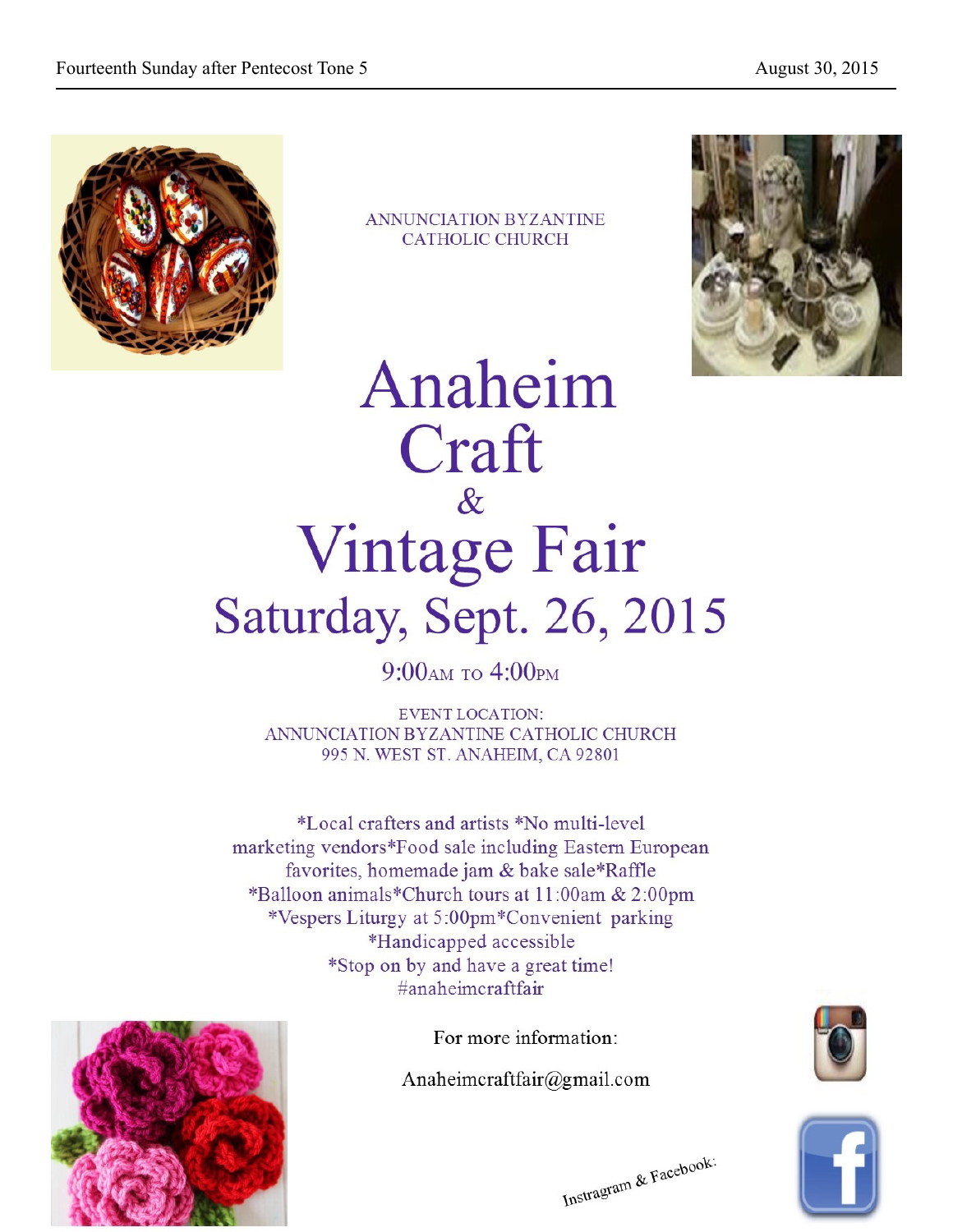ANNUNCIATION BYZANTINE CATHOLIC CHURCH

# Anaheim Craft & Vintage Fair

## Saturday, Sept. 26, 2015

9:00AM TO 4:00PM

EVENT LOCATION:
ANNUNCIATION BYZANTINE CATHOLIC CHURCH
995 N. WEST ST. ANAHEIM, CA 92801

*Local crafters and artists *No multi-level marketing vendors*Food sale including Eastern European favorites, homemade jam & bake sale*Raffle *Balloon animals*Church tours at 11:00am & 2:00pm *Vespers Liturgy at 5:00pm*Convenient parking *Handicapped accessible
*Stop on by and have a great time!
#anaheimcraftfair

For more information:

Anaheimcraftfair@gmail.com

Instragram & Facebook: